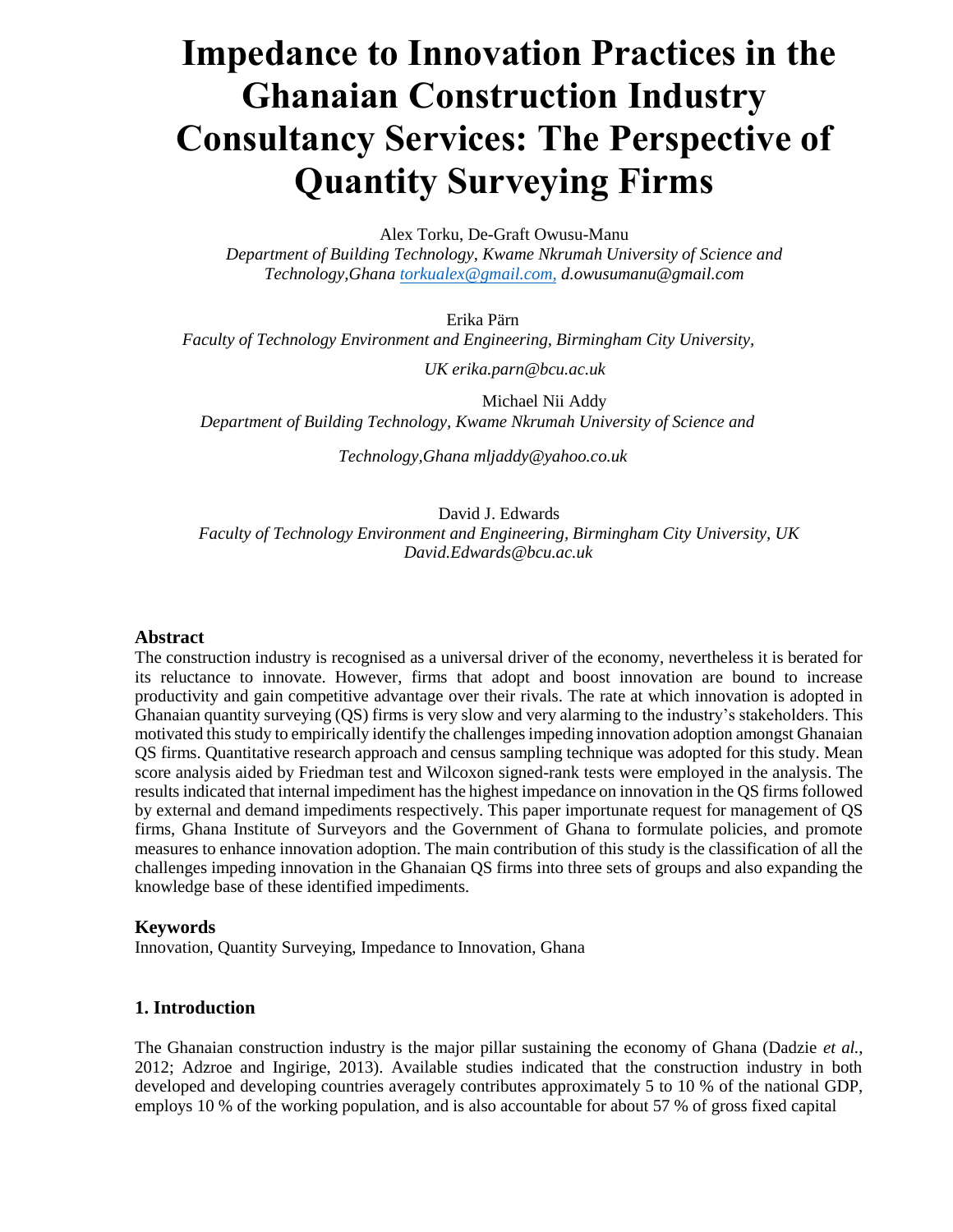# Impedance to Innovation Practices in the Ghanaian Construction Industry Consultancy Services: The Perspective of Quantity Surveying Firms

Alex Torku, De-Graft Owusu-Manu

*Department of Building Technology, Kwame Nkrumah University of Science and Technology,Ghana torkualex@gmail.com, d.owusumanu@gmail.com*

Erika Pärn

*Faculty of Technology Environment and Engineering, Birmingham City University, UK erika.parn@bcu.ac.uk*

Michael Nii Addy

*Department of Building Technology, Kwame Nkrumah University of Science and Technology,Ghana mljaddy@yahoo.co.uk*

David J. Edwards

*Faculty of Technology Environment and Engineering, Birmingham City University, UK David.Edwards@bcu.ac.uk*

## Abstract

The construction industry is recognised as a universal driver of the economy, nevertheless it is berated for its reluctance to innovate. However, firms that adopt and boost innovation are bound to increase productivity and gain competitive advantage over their rivals. The rate at which innovation is adopted in Ghanaian quantity surveying (QS) firms is very slow and very alarming to the industry's stakeholders. This motivated this study to empirically identify the challenges impeding innovation adoption amongst Ghanaian QS firms. Quantitative research approach and census sampling technique was adopted for this study. Mean score analysis aided by Friedman test and Wilcoxon signed-rank tests were employed in the analysis. The results indicated that internal impediment has the highest impedance on innovation in the QS firms followed by external and demand impediments respectively. This paper importunate request for management of QS firms, Ghana Institute of Surveyors and the Government of Ghana to formulate policies, and promote measures to enhance innovation adoption. The main contribution of this study is the classification of all the challenges impeding innovation in the Ghanaian QS firms into three sets of groups and also expanding the knowledge base of these identified impediments.

## Keywords

Innovation, Quantity Surveying, Impedance to Innovation, Ghana

## 1. Introduction

The Ghanaian construction industry is the major pillar sustaining the economy of Ghana (Dadzie *et al.,* 2012; Adzroe and Ingirige, 2013). Available studies indicated that the construction industry in both developed and developing countries averagely contributes approximately 5 to 10 % of the national GDP, employs 10 % of the working population, and is also accountable for about 57 % of gross fixed capital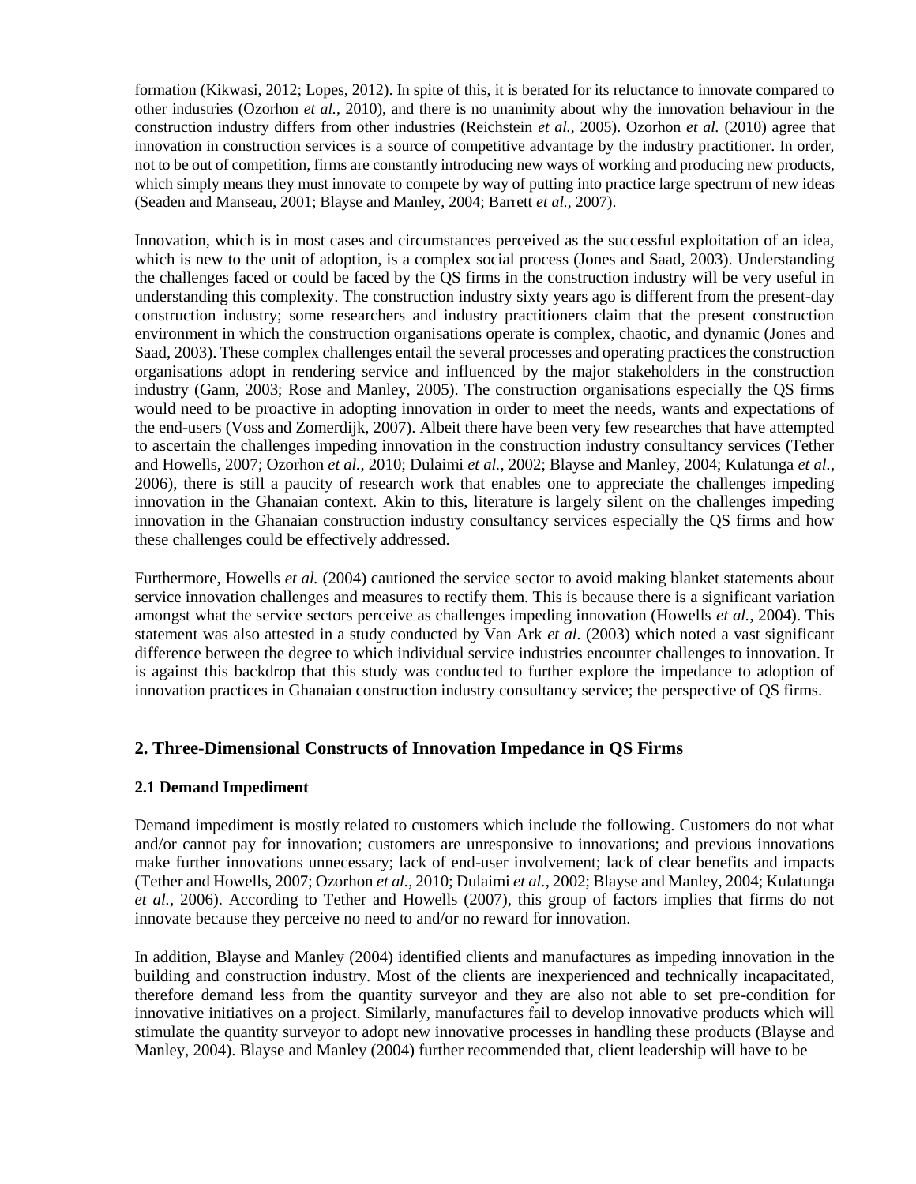formation (Kikwasi, 2012; Lopes, 2012). In spite of this, it is berated for its reluctance to innovate compared to other industries (Ozorhon *et al.*, 2010), and there is no unanimity about why the innovation behaviour in the construction industry differs from other industries (Reichstein *et al.*, 2005). Ozorhon *et al.* (2010) agree that innovation in construction services is a source of competitive advantage by the industry practitioner. In order, not to be out of competition, firms are constantly introducing new ways of working and producing new products, which simply means they must innovate to compete by way of putting into practice large spectrum of new ideas (Seaden and Manseau, 2001; Blayse and Manley, 2004; Barrett *et al.*, 2007).

Innovation, which is in most cases and circumstances perceived as the successful exploitation of an idea, which is new to the unit of adoption, is a complex social process (Jones and Saad, 2003). Understanding the challenges faced or could be faced by the QS firms in the construction industry will be very useful in understanding this complexity. The construction industry sixty years ago is different from the present-day construction industry; some researchers and industry practitioners claim that the present construction environment in which the construction organisations operate is complex, chaotic, and dynamic (Jones and Saad, 2003). These complex challenges entail the several processes and operating practices the construction organisations adopt in rendering service and influenced by the major stakeholders in the construction industry (Gann, 2003; Rose and Manley, 2005). The construction organisations especially the QS firms would need to be proactive in adopting innovation in order to meet the needs, wants and expectations of the end-users (Voss and Zomerdijk, 2007). Albeit there have been very few researches that have attempted to ascertain the challenges impeding innovation in the construction industry consultancy services (Tether and Howells, 2007; Ozorhon *et al.*, 2010; Dulaimi *et al.*, 2002; Blayse and Manley, 2004; Kulatunga *et al.*, 2006), there is still a paucity of research work that enables one to appreciate the challenges impeding innovation in the Ghanaian context. Akin to this, literature is largely silent on the challenges impeding innovation in the Ghanaian construction industry consultancy services especially the QS firms and how these challenges could be effectively addressed.

Furthermore, Howells *et al.* (2004) cautioned the service sector to avoid making blanket statements about service innovation challenges and measures to rectify them. This is because there is a significant variation amongst what the service sectors perceive as challenges impeding innovation (Howells *et al.*, 2004). This statement was also attested in a study conducted by Van Ark *et al.* (2003) which noted a vast significant difference between the degree to which individual service industries encounter challenges to innovation. It is against this backdrop that this study was conducted to further explore the impedance to adoption of innovation practices in Ghanaian construction industry consultancy service; the perspective of QS firms.

## 2. Three-Dimensional Constructs of Innovation Impedance in QS Firms

### 2.1 Demand Impediment

Demand impediment is mostly related to customers which include the following. Customers do not what and/or cannot pay for innovation; customers are unresponsive to innovations; and previous innovations make further innovations unnecessary; lack of end-user involvement; lack of clear benefits and impacts (Tether and Howells, 2007; Ozorhon *et al.*, 2010; Dulaimi *et al.*, 2002; Blayse and Manley, 2004; Kulatunga *et al.*, 2006). According to Tether and Howells (2007), this group of factors implies that firms do not innovate because they perceive no need to and/or no reward for innovation.

In addition, Blayse and Manley (2004) identified clients and manufactures as impeding innovation in the building and construction industry. Most of the clients are inexperienced and technically incapacitated, therefore demand less from the quantity surveyor and they are also not able to set pre-condition for innovative initiatives on a project. Similarly, manufactures fail to develop innovative products which will stimulate the quantity surveyor to adopt new innovative processes in handling these products (Blayse and Manley, 2004). Blayse and Manley (2004) further recommended that, client leadership will have to be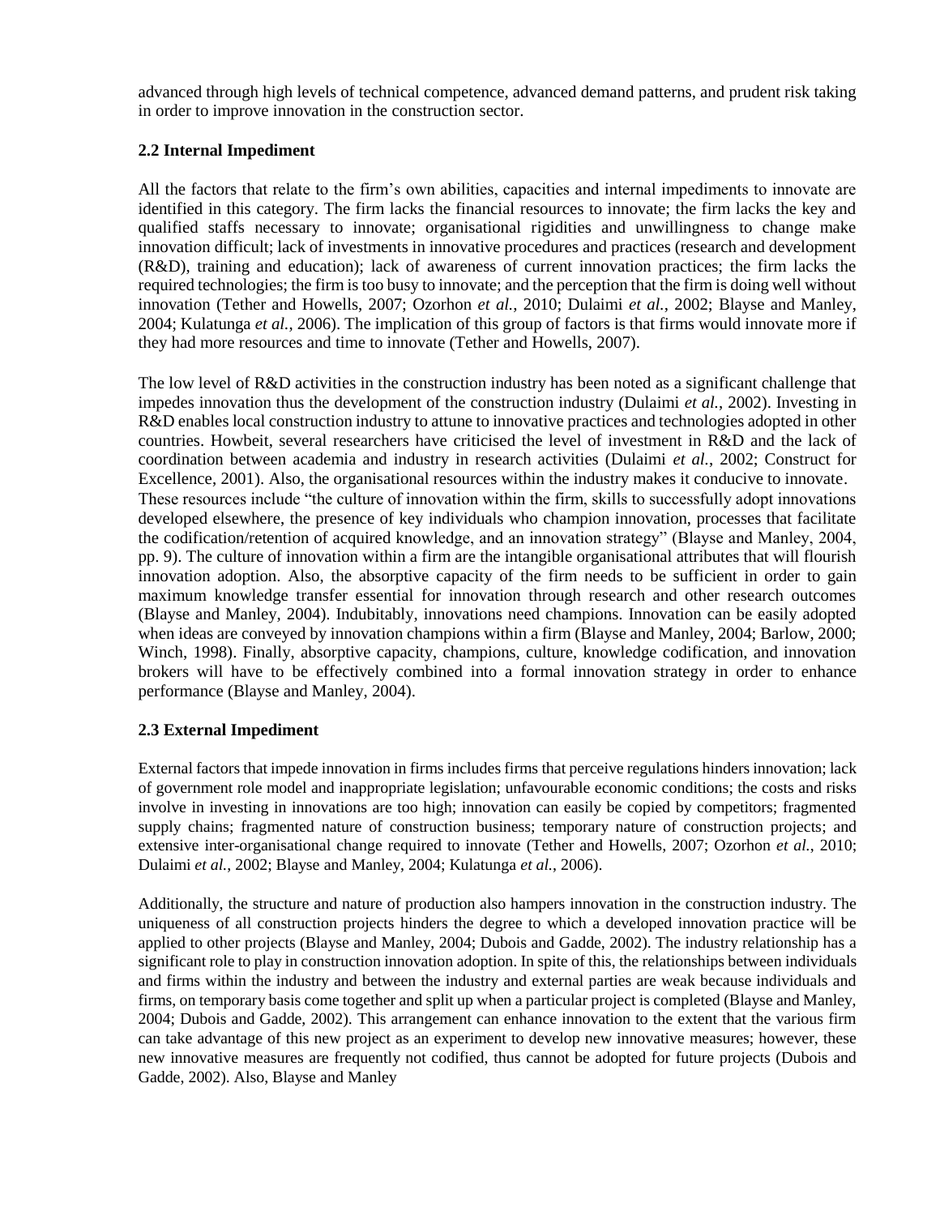advanced through high levels of technical competence, advanced demand patterns, and prudent risk taking in order to improve innovation in the construction sector.

### 2.2 Internal Impediment

All the factors that relate to the firm's own abilities, capacities and internal impediments to innovate are identified in this category. The firm lacks the financial resources to innovate; the firm lacks the key and qualified staffs necessary to innovate; organisational rigidities and unwillingness to change make innovation difficult; lack of investments in innovative procedures and practices (research and development (R&D), training and education); lack of awareness of current innovation practices; the firm lacks the required technologies; the firm is too busy to innovate; and the perception that the firm is doing well without innovation (Tether and Howells, 2007; Ozorhon *et al.*, 2010; Dulaimi *et al.*, 2002; Blayse and Manley, 2004; Kulatunga *et al.*, 2006). The implication of this group of factors is that firms would innovate more if they had more resources and time to innovate (Tether and Howells, 2007).

The low level of R&D activities in the construction industry has been noted as a significant challenge that impedes innovation thus the development of the construction industry (Dulaimi *et al.*, 2002). Investing in R&D enables local construction industry to attune to innovative practices and technologies adopted in other countries. Howbeit, several researchers have criticised the level of investment in R&D and the lack of coordination between academia and industry in research activities (Dulaimi *et al.*, 2002; Construct for Excellence, 2001). Also, the organisational resources within the industry makes it conducive to innovate. These resources include "the culture of innovation within the firm, skills to successfully adopt innovations developed elsewhere, the presence of key individuals who champion innovation, processes that facilitate the codification/retention of acquired knowledge, and an innovation strategy" (Blayse and Manley, 2004, pp. 9). The culture of innovation within a firm are the intangible organisational attributes that will flourish innovation adoption. Also, the absorptive capacity of the firm needs to be sufficient in order to gain maximum knowledge transfer essential for innovation through research and other research outcomes (Blayse and Manley, 2004). Indubitably, innovations need champions. Innovation can be easily adopted when ideas are conveyed by innovation champions within a firm (Blayse and Manley, 2004; Barlow, 2000; Winch, 1998). Finally, absorptive capacity, champions, culture, knowledge codification, and innovation brokers will have to be effectively combined into a formal innovation strategy in order to enhance performance (Blayse and Manley, 2004).

### 2.3 External Impediment

External factors that impede innovation in firms includes firms that perceive regulations hinders innovation; lack of government role model and inappropriate legislation; unfavourable economic conditions; the costs and risks involve in investing in innovations are too high; innovation can easily be copied by competitors; fragmented supply chains; fragmented nature of construction business; temporary nature of construction projects; and extensive inter-organisational change required to innovate (Tether and Howells, 2007; Ozorhon *et al.*, 2010; Dulaimi *et al.*, 2002; Blayse and Manley, 2004; Kulatunga *et al.*, 2006).

Additionally, the structure and nature of production also hampers innovation in the construction industry. The uniqueness of all construction projects hinders the degree to which a developed innovation practice will be applied to other projects (Blayse and Manley, 2004; Dubois and Gadde, 2002). The industry relationship has a significant role to play in construction innovation adoption. In spite of this, the relationships between individuals and firms within the industry and between the industry and external parties are weak because individuals and firms, on temporary basis come together and split up when a particular project is completed (Blayse and Manley, 2004; Dubois and Gadde, 2002). This arrangement can enhance innovation to the extent that the various firm can take advantage of this new project as an experiment to develop new innovative measures; however, these new innovative measures are frequently not codified, thus cannot be adopted for future projects (Dubois and Gadde, 2002). Also, Blayse and Manley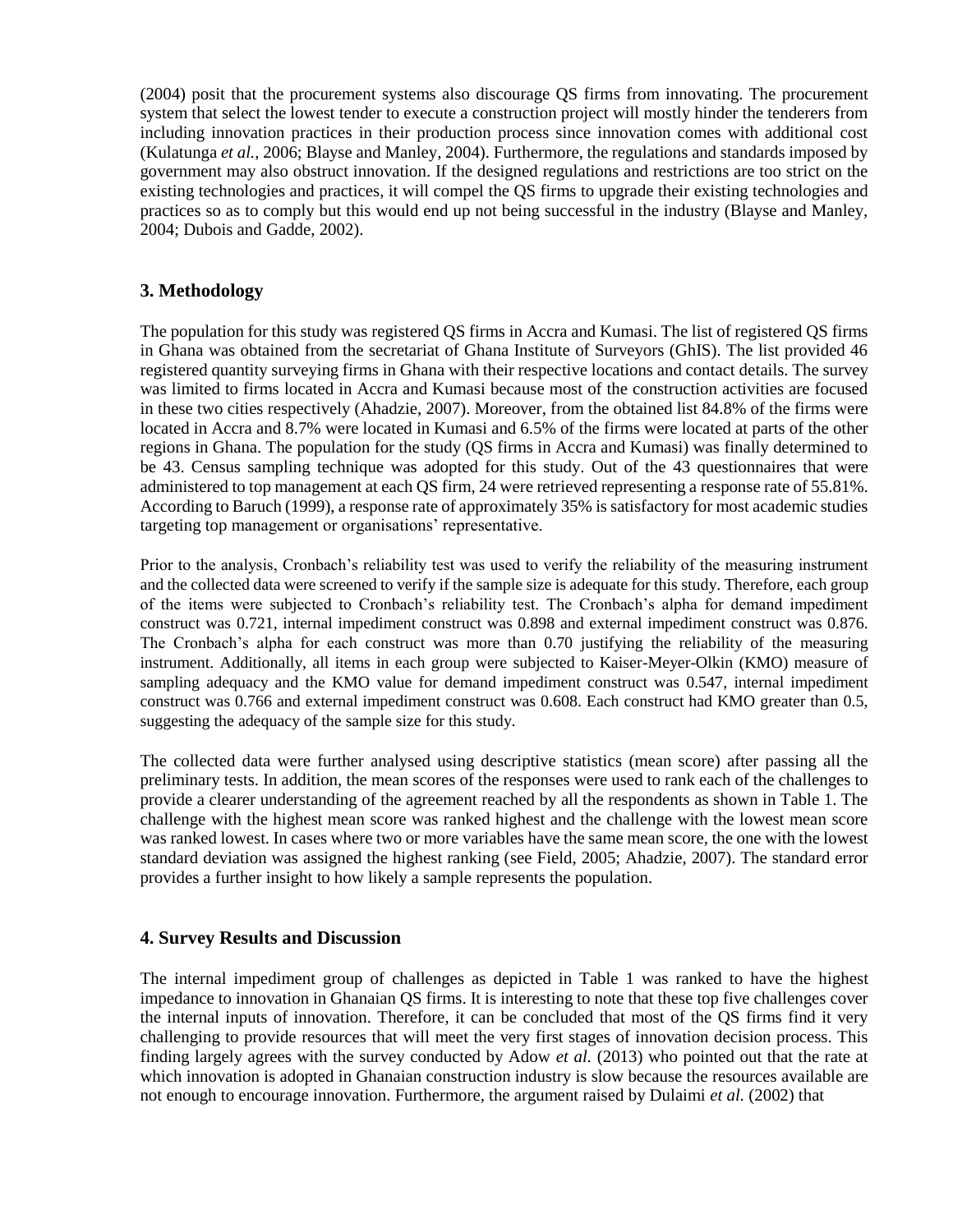(2004) posit that the procurement systems also discourage QS firms from innovating. The procurement system that select the lowest tender to execute a construction project will mostly hinder the tenderers from including innovation practices in their production process since innovation comes with additional cost (Kulatunga *et al.*, 2006; Blayse and Manley, 2004). Furthermore, the regulations and standards imposed by government may also obstruct innovation. If the designed regulations and restrictions are too strict on the existing technologies and practices, it will compel the QS firms to upgrade their existing technologies and practices so as to comply but this would end up not being successful in the industry (Blayse and Manley, 2004; Dubois and Gadde, 2002).

## 3. Methodology

The population for this study was registered QS firms in Accra and Kumasi. The list of registered QS firms in Ghana was obtained from the secretariat of Ghana Institute of Surveyors (GhIS). The list provided 46 registered quantity surveying firms in Ghana with their respective locations and contact details. The survey was limited to firms located in Accra and Kumasi because most of the construction activities are focused in these two cities respectively (Ahadzie, 2007). Moreover, from the obtained list 84.8% of the firms were located in Accra and 8.7% were located in Kumasi and 6.5% of the firms were located at parts of the other regions in Ghana. The population for the study (QS firms in Accra and Kumasi) was finally determined to be 43. Census sampling technique was adopted for this study. Out of the 43 questionnaires that were administered to top management at each QS firm, 24 were retrieved representing a response rate of 55.81%. According to Baruch (1999), a response rate of approximately 35% is satisfactory for most academic studies targeting top management or organisations' representative.

Prior to the analysis, Cronbach's reliability test was used to verify the reliability of the measuring instrument and the collected data were screened to verify if the sample size is adequate for this study. Therefore, each group of the items were subjected to Cronbach's reliability test. The Cronbach's alpha for demand impediment construct was 0.721, internal impediment construct was 0.898 and external impediment construct was 0.876. The Cronbach's alpha for each construct was more than 0.70 justifying the reliability of the measuring instrument. Additionally, all items in each group were subjected to Kaiser-Meyer-Olkin (KMO) measure of sampling adequacy and the KMO value for demand impediment construct was 0.547, internal impediment construct was 0.766 and external impediment construct was 0.608. Each construct had KMO greater than 0.5, suggesting the adequacy of the sample size for this study.

The collected data were further analysed using descriptive statistics (mean score) after passing all the preliminary tests. In addition, the mean scores of the responses were used to rank each of the challenges to provide a clearer understanding of the agreement reached by all the respondents as shown in Table 1. The challenge with the highest mean score was ranked highest and the challenge with the lowest mean score was ranked lowest. In cases where two or more variables have the same mean score, the one with the lowest standard deviation was assigned the highest ranking (see Field, 2005; Ahadzie, 2007). The standard error provides a further insight to how likely a sample represents the population.

## 4. Survey Results and Discussion

The internal impediment group of challenges as depicted in Table 1 was ranked to have the highest impedance to innovation in Ghanaian QS firms. It is interesting to note that these top five challenges cover the internal inputs of innovation. Therefore, it can be concluded that most of the QS firms find it very challenging to provide resources that will meet the very first stages of innovation decision process. This finding largely agrees with the survey conducted by Adow *et al.* (2013) who pointed out that the rate at which innovation is adopted in Ghanaian construction industry is slow because the resources available are not enough to encourage innovation. Furthermore, the argument raised by Dulaimi *et al.* (2002) that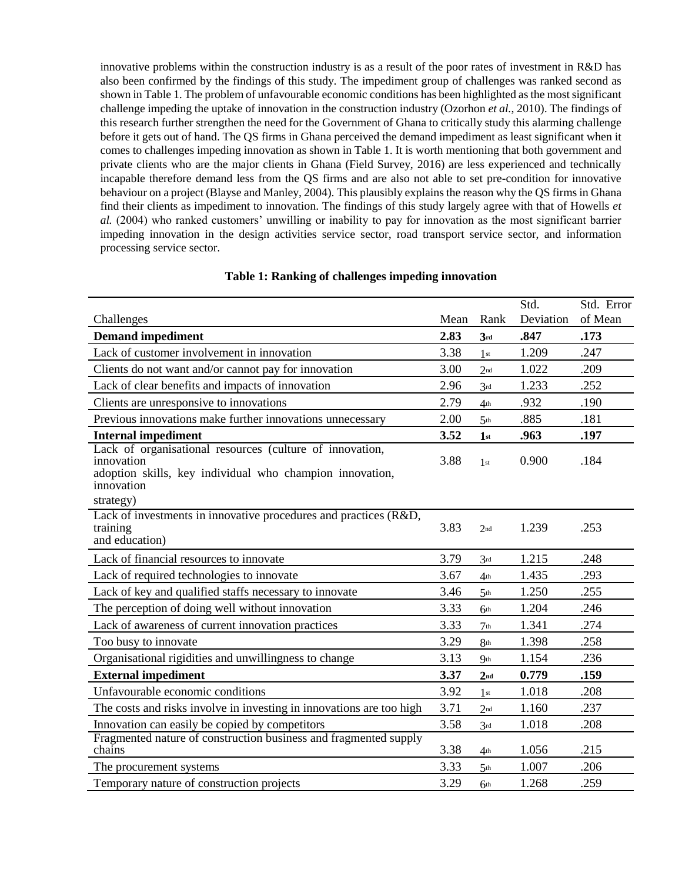innovative problems within the construction industry is as a result of the poor rates of investment in R&D has also been confirmed by the findings of this study. The impediment group of challenges was ranked second as shown in Table 1. The problem of unfavourable economic conditions has been highlighted as the most significant challenge impeding the uptake of innovation in the construction industry (Ozorhon *et al.*, 2010). The findings of this research further strengthen the need for the Government of Ghana to critically study this alarming challenge before it gets out of hand. The QS firms in Ghana perceived the demand impediment as least significant when it comes to challenges impeding innovation as shown in Table 1. It is worth mentioning that both government and private clients who are the major clients in Ghana (Field Survey, 2016) are less experienced and technically incapable therefore demand less from the QS firms and are also not able to set pre-condition for innovative behaviour on a project (Blayse and Manley, 2004). This plausibly explains the reason why the QS firms in Ghana find their clients as impediment to innovation. The findings of this study largely agree with that of Howells *et al.* (2004) who ranked customers' unwilling or inability to pay for innovation as the most significant barrier impeding innovation in the design activities service sector, road transport service sector, and information processing service sector.

**Table 1: Ranking of challenges impeding innovation**

| Challenges | Mean | Rank | Std. Deviation | Std. Error of Mean |
|---|---|---|---|---|
| **Demand impediment** | **2.83** | **3rd** | **.847** | **.173** |
| Lack of customer involvement in innovation | 3.38 | 1st | 1.209 | .247 |
| Clients do not want and/or cannot pay for innovation | 3.00 | 2nd | 1.022 | .209 |
| Lack of clear benefits and impacts of innovation | 2.96 | 3rd | 1.233 | .252 |
| Clients are unresponsive to innovations | 2.79 | 4th | .932 | .190 |
| Previous innovations make further innovations unnecessary | 2.00 | 5th | .885 | .181 |
| **Internal impediment** | **3.52** | **1st** | **.963** | **.197** |
| Lack of organisational resources (culture of innovation, innovation adoption skills, key individual who champion innovation, innovation strategy) | 3.88 | 1st | 0.900 | .184 |
| Lack of investments in innovative procedures and practices (R&D, training and education) | 3.83 | 2nd | 1.239 | .253 |
| Lack of financial resources to innovate | 3.79 | 3rd | 1.215 | .248 |
| Lack of required technologies to innovate | 3.67 | 4th | 1.435 | .293 |
| Lack of key and qualified staffs necessary to innovate | 3.46 | 5th | 1.250 | .255 |
| The perception of doing well without innovation | 3.33 | 6th | 1.204 | .246 |
| Lack of awareness of current innovation practices | 3.33 | 7th | 1.341 | .274 |
| Too busy to innovate | 3.29 | 8th | 1.398 | .258 |
| Organisational rigidities and unwillingness to change | 3.13 | 9th | 1.154 | .236 |
| **External impediment** | **3.37** | **2nd** | **0.779** | **.159** |
| Unfavourable economic conditions | 3.92 | 1st | 1.018 | .208 |
| The costs and risks involve in investing in innovations are too high | 3.71 | 2nd | 1.160 | .237 |
| Innovation can easily be copied by competitors | 3.58 | 3rd | 1.018 | .208 |
| Fragmented nature of construction business and fragmented supply chains | 3.38 | 4th | 1.056 | .215 |
| The procurement systems | 3.33 | 5th | 1.007 | .206 |
| Temporary nature of construction projects | 3.29 | 6th | 1.268 | .259 |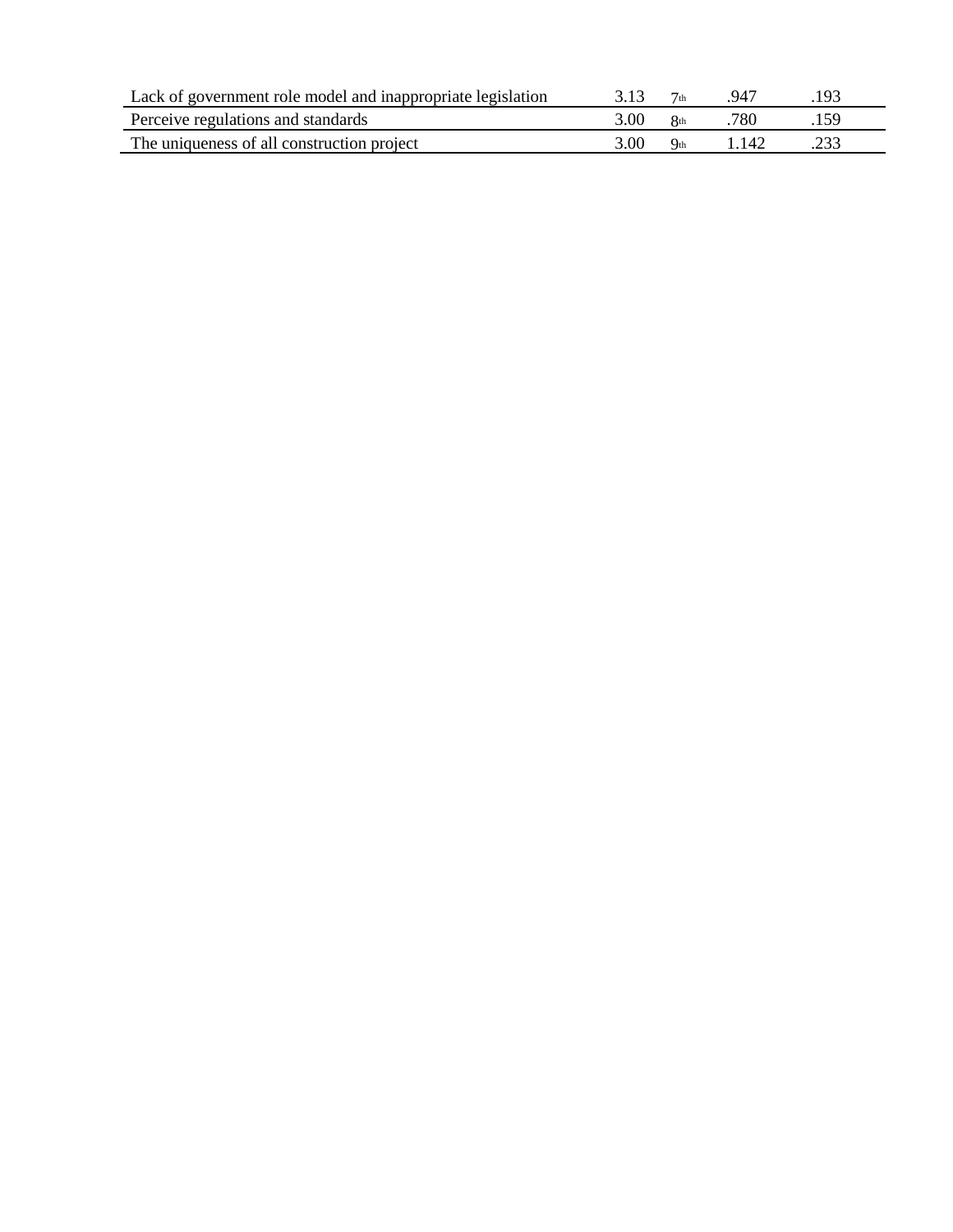| | | | | |
|---|---|---|---|---|
| Lack of government role model and inappropriate legislation | 3.13 | 7th | .947 | .193 |
| Perceive regulations and standards | 3.00 | 8th | .780 | .159 |
| The uniqueness of all construction project | 3.00 | 9th | 1.142 | .233 |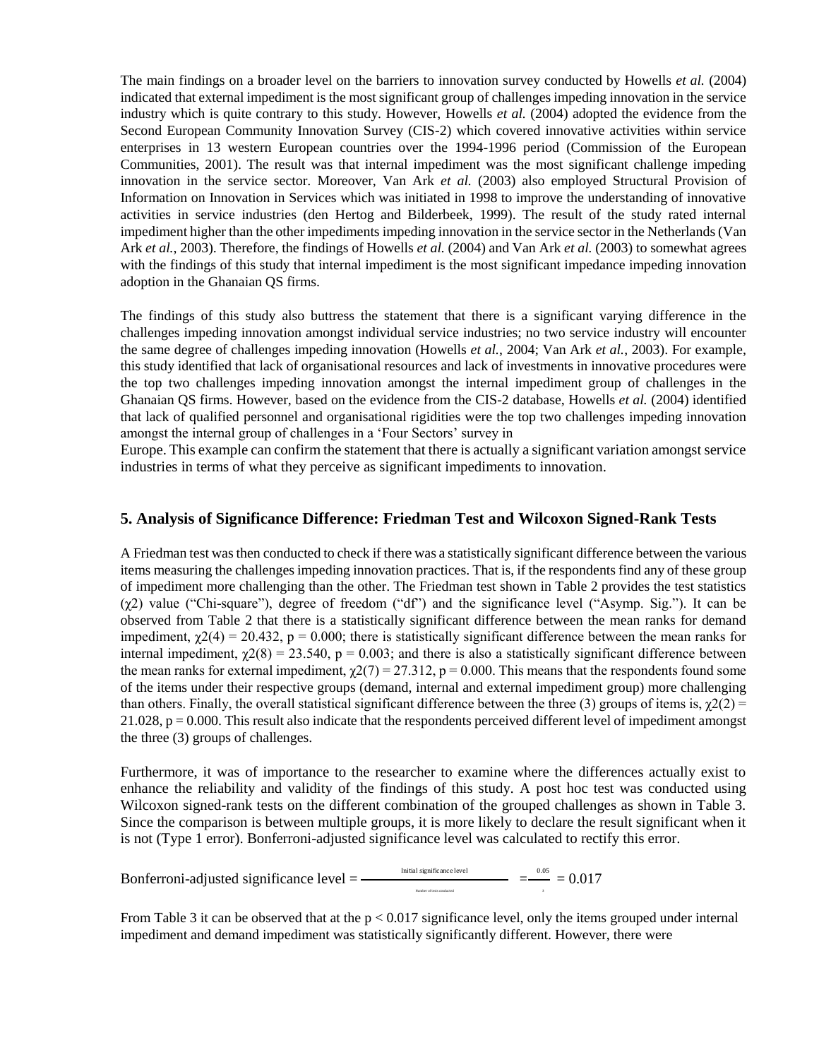The main findings on a broader level on the barriers to innovation survey conducted by Howells *et al.* (2004) indicated that external impediment is the most significant group of challenges impeding innovation in the service industry which is quite contrary to this study. However, Howells *et al.* (2004) adopted the evidence from the Second European Community Innovation Survey (CIS-2) which covered innovative activities within service enterprises in 13 western European countries over the 1994-1996 period (Commission of the European Communities, 2001). The result was that internal impediment was the most significant challenge impeding innovation in the service sector. Moreover, Van Ark *et al.* (2003) also employed Structural Provision of Information on Innovation in Services which was initiated in 1998 to improve the understanding of innovative activities in service industries (den Hertog and Bilderbeek, 1999). The result of the study rated internal impediment higher than the other impediments impeding innovation in the service sector in the Netherlands (Van Ark *et al.*, 2003). Therefore, the findings of Howells *et al.* (2004) and Van Ark *et al.* (2003) to somewhat agrees with the findings of this study that internal impediment is the most significant impedance impeding innovation adoption in the Ghanaian QS firms.

The findings of this study also buttress the statement that there is a significant varying difference in the challenges impeding innovation amongst individual service industries; no two service industry will encounter the same degree of challenges impeding innovation (Howells *et al.*, 2004; Van Ark *et al.*, 2003). For example, this study identified that lack of organisational resources and lack of investments in innovative procedures were the top two challenges impeding innovation amongst the internal impediment group of challenges in the Ghanaian QS firms. However, based on the evidence from the CIS-2 database, Howells *et al.* (2004) identified that lack of qualified personnel and organisational rigidities were the top two challenges impeding innovation amongst the internal group of challenges in a 'Four Sectors' survey in Europe. This example can confirm the statement that there is actually a significant variation amongst service industries in terms of what they perceive as significant impediments to innovation.

## 5. Analysis of Significance Difference: Friedman Test and Wilcoxon Signed-Rank Tests

A Friedman test was then conducted to check if there was a statistically significant difference between the various items measuring the challenges impeding innovation practices. That is, if the respondents find any of these group of impediment more challenging than the other. The Friedman test shown in Table 2 provides the test statistics ($\chi 2$) value ("Chi-square"), degree of freedom ("df") and the significance level ("Asymp. Sig."). It can be observed from Table 2 that there is a statistically significant difference between the mean ranks for demand impediment, $\chi 2(4) = 20.432$, $p = 0.000$; there is statistically significant difference between the mean ranks for internal impediment, $\chi 2(8) = 23.540$, $p = 0.003$; and there is also a statistically significant difference between the mean ranks for external impediment, $\chi 2(7) = 27.312$, $p = 0.000$. This means that the respondents found some of the items under their respective groups (demand, internal and external impediment group) more challenging than others. Finally, the overall statistical significant difference between the three (3) groups of items is, $\chi 2(2) = 21.028$, $p = 0.000$. This result also indicate that the respondents perceived different level of impediment amongst the three (3) groups of challenges.

Furthermore, it was of importance to the researcher to examine where the differences actually exist to enhance the reliability and validity of the findings of this study. A post hoc test was conducted using Wilcoxon signed-rank tests on the different combination of the grouped challenges as shown in Table 3. Since the comparison is between multiple groups, it is more likely to declare the result significant when it is not (Type 1 error). Bonferroni-adjusted significance level was calculated to rectify this error.

$$\text{Bonferroni-adjusted significance level} = \frac{\text{Initial significance level}}{\text{Number of tests conducted}} = \frac{0.05}{3} = 0.017$$

From Table 3 it can be observed that at the $p < 0.017$ significance level, only the items grouped under internal impediment and demand impediment was statistically significantly different. However, there were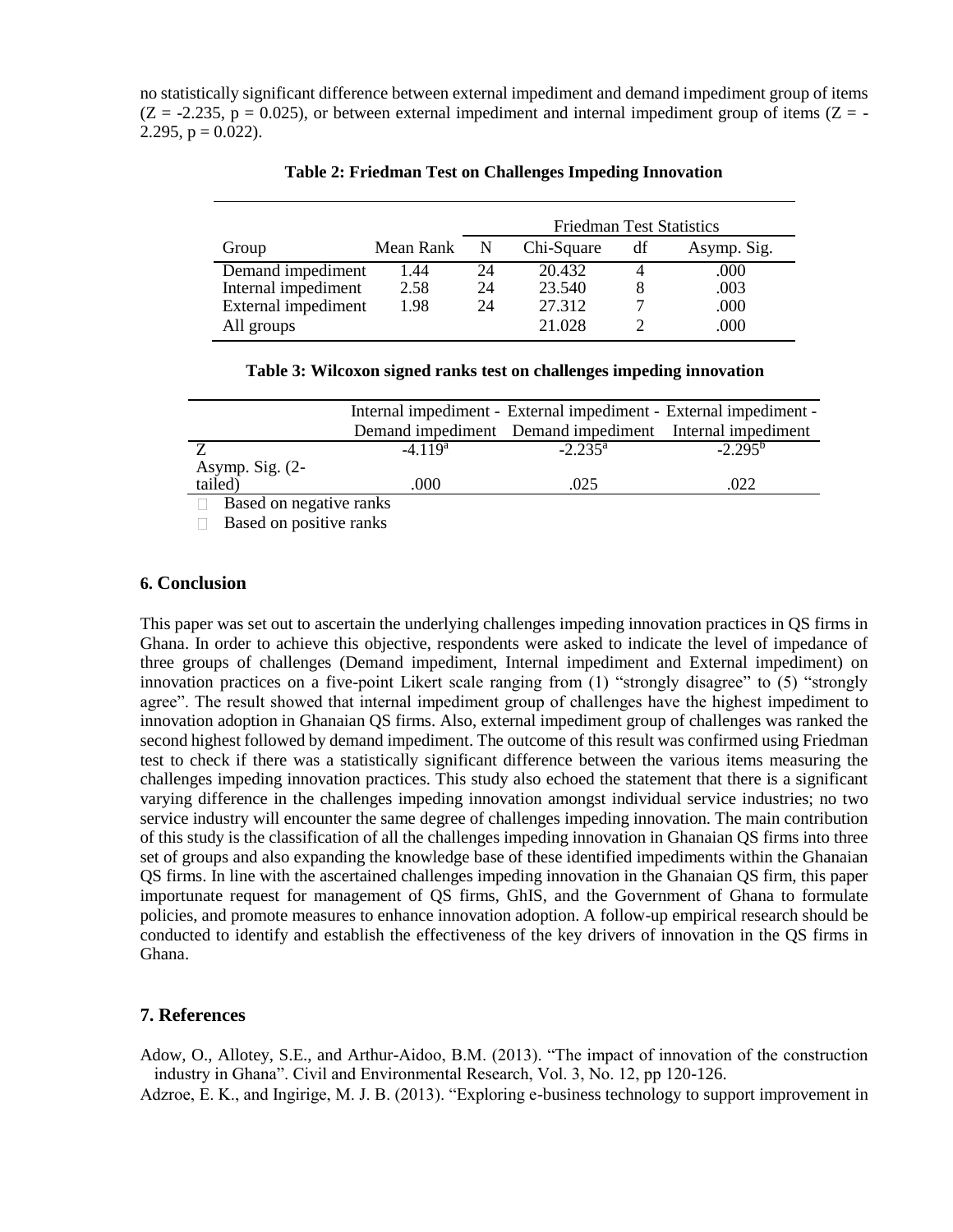no statistically significant difference between external impediment and demand impediment group of items ($Z = -2.235$, $p = 0.025$), or between external impediment and internal impediment group of items ($Z = -2.295$, $p = 0.022$).

**Table 2: Friedman Test on Challenges Impeding Innovation**

| | | Friedman Test Statistics | | | |
|---|---|---|---|---|---|
| Group | Mean Rank | N | Chi-Square | df | Asymp. Sig. |
| Demand impediment | 1.44 | 24 | 20.432 | 4 | .000 |
| Internal impediment | 2.58 | 24 | 23.540 | 8 | .003 |
| External impediment | 1.98 | 24 | 27.312 | 7 | .000 |
| All groups | | | 21.028 | 2 | .000 |

**Table 3: Wilcoxon signed ranks test on challenges impeding innovation**

| | Internal impediment - Demand impediment | External impediment - Demand impediment | External impediment - Internal impediment |
|---|---|---|---|
| Z | -4.119[a] | -2.235[a] | -2.295[b] |
| Asymp. Sig. (2-tailed) | .000 | .025 | .022 |

- Based on negative ranks
- Based on positive ranks

## 6. Conclusion

This paper was set out to ascertain the underlying challenges impeding innovation practices in QS firms in Ghana. In order to achieve this objective, respondents were asked to indicate the level of impedance of three groups of challenges (Demand impediment, Internal impediment and External impediment) on innovation practices on a five-point Likert scale ranging from (1) "strongly disagree" to (5) "strongly agree". The result showed that internal impediment group of challenges have the highest impediment to innovation adoption in Ghanaian QS firms. Also, external impediment group of challenges was ranked the second highest followed by demand impediment. The outcome of this result was confirmed using Friedman test to check if there was a statistically significant difference between the various items measuring the challenges impeding innovation practices. This study also echoed the statement that there is a significant varying difference in the challenges impeding innovation amongst individual service industries; no two service industry will encounter the same degree of challenges impeding innovation. The main contribution of this study is the classification of all the challenges impeding innovation in Ghanaian QS firms into three set of groups and also expanding the knowledge base of these identified impediments within the Ghanaian QS firms. In line with the ascertained challenges impeding innovation in the Ghanaian QS firm, this paper importunate request for management of QS firms, GhIS, and the Government of Ghana to formulate policies, and promote measures to enhance innovation adoption. A follow-up empirical research should be conducted to identify and establish the effectiveness of the key drivers of innovation in the QS firms in Ghana.

## 7. References

Adow, O., Allotey, S.E., and Arthur-Aidoo, B.M. (2013). "The impact of innovation of the construction industry in Ghana". Civil and Environmental Research, Vol. 3, No. 12, pp 120-126.

Adzroe, E. K., and Ingirige, M. J. B. (2013). "Exploring e-business technology to support improvement in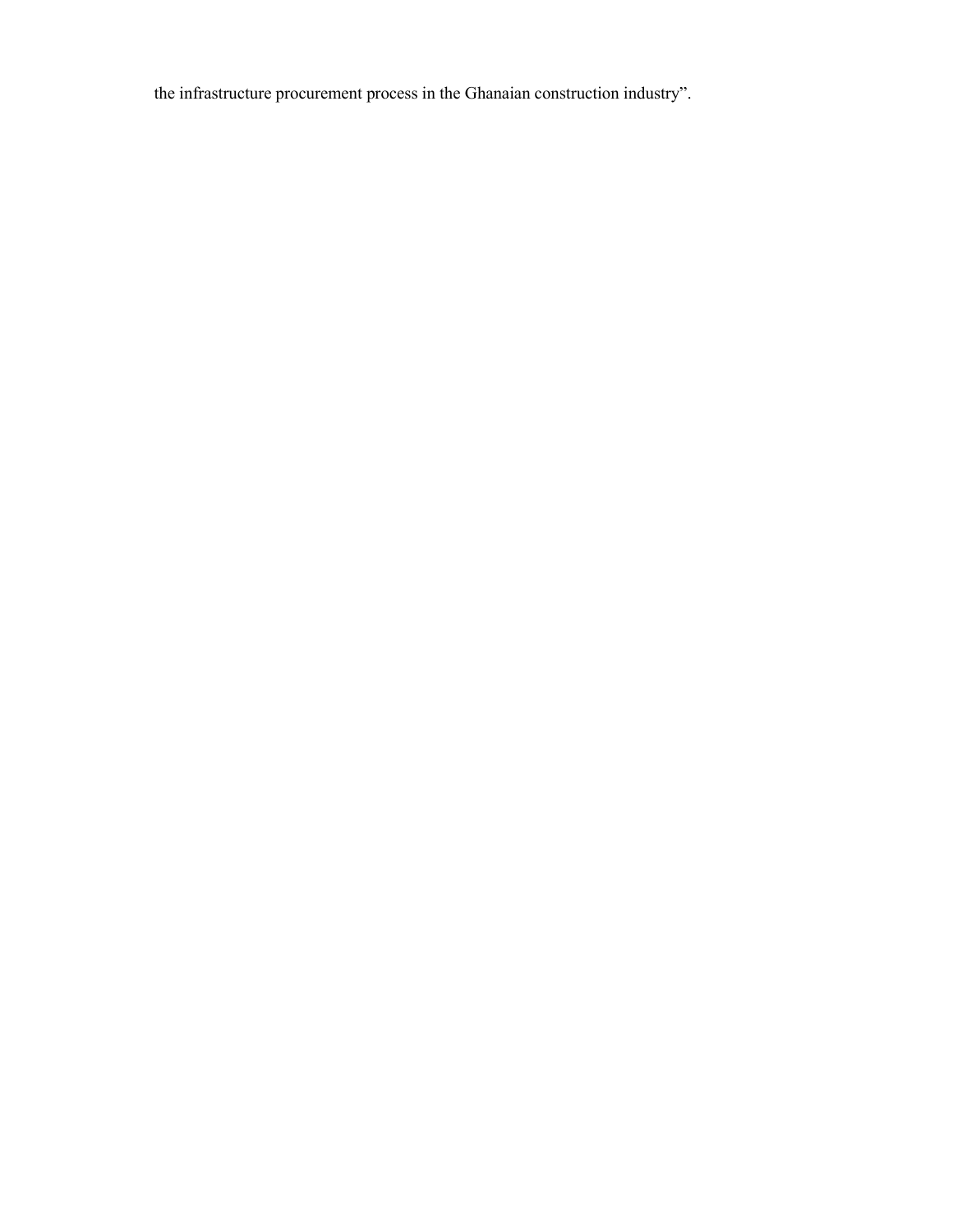the infrastructure procurement process in the Ghanaian construction industry”.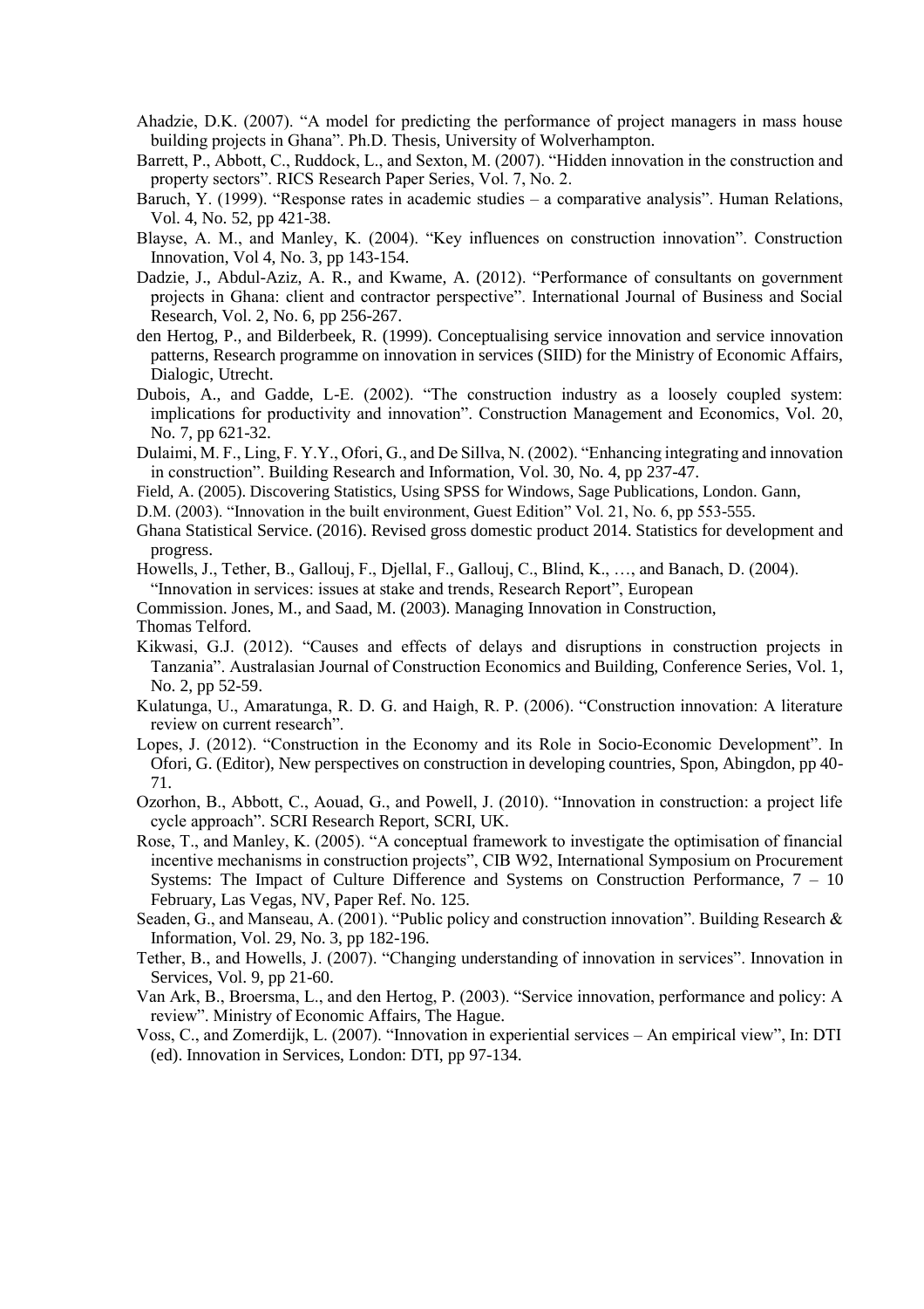Ahadzie, D.K. (2007). “A model for predicting the performance of project managers in mass house building projects in Ghana”. Ph.D. Thesis, University of Wolverhampton.

Barrett, P., Abbott, C., Ruddock, L., and Sexton, M. (2007). “Hidden innovation in the construction and property sectors”. RICS Research Paper Series, Vol. 7, No. 2.

Baruch, Y. (1999). “Response rates in academic studies – a comparative analysis”. Human Relations, Vol. 4, No. 52, pp 421-38.

Blayse, A. M., and Manley, K. (2004). “Key influences on construction innovation”. Construction Innovation, Vol 4, No. 3, pp 143-154.

Dadzie, J., Abdul-Aziz, A. R., and Kwame, A. (2012). “Performance of consultants on government projects in Ghana: client and contractor perspective”. International Journal of Business and Social Research, Vol. 2, No. 6, pp 256-267.

den Hertog, P., and Bilderbeek, R. (1999). Conceptualising service innovation and service innovation patterns, Research programme on innovation in services (SIID) for the Ministry of Economic Affairs, Dialogic, Utrecht.

Dubois, A., and Gadde, L-E. (2002). “The construction industry as a loosely coupled system: implications for productivity and innovation”. Construction Management and Economics, Vol. 20, No. 7, pp 621-32.

Dulaimi, M. F., Ling, F. Y.Y., Ofori, G., and De Sillva, N. (2002). “Enhancing integrating and innovation in construction”. Building Research and Information, Vol. 30, No. 4, pp 237-47.

Field, A. (2005). Discovering Statistics, Using SPSS for Windows, Sage Publications, London. Gann,

D.M. (2003). “Innovation in the built environment, Guest Edition” Vol. 21, No. 6, pp 553-555.

Ghana Statistical Service. (2016). Revised gross domestic product 2014. Statistics for development and progress.

Howells, J., Tether, B., Gallouj, F., Djellal, F., Gallouj, C., Blind, K., …, and Banach, D. (2004). “Innovation in services: issues at stake and trends, Research Report”, European

Commission. Jones, M., and Saad, M. (2003). Managing Innovation in Construction,

Thomas Telford.

Kikwasi, G.J. (2012). “Causes and effects of delays and disruptions in construction projects in Tanzania”. Australasian Journal of Construction Economics and Building, Conference Series, Vol. 1, No. 2, pp 52-59.

Kulatunga, U., Amaratunga, R. D. G. and Haigh, R. P. (2006). “Construction innovation: A literature review on current research”.

Lopes, J. (2012). “Construction in the Economy and its Role in Socio-Economic Development”. In Ofori, G. (Editor), New perspectives on construction in developing countries, Spon, Abingdon, pp 40-71.

Ozorhon, B., Abbott, C., Aouad, G., and Powell, J. (2010). “Innovation in construction: a project life cycle approach”. SCRI Research Report, SCRI, UK.

Rose, T., and Manley, K. (2005). “A conceptual framework to investigate the optimisation of financial incentive mechanisms in construction projects”, CIB W92, International Symposium on Procurement Systems: The Impact of Culture Difference and Systems on Construction Performance, 7 – 10 February, Las Vegas, NV, Paper Ref. No. 125.

Seaden, G., and Manseau, A. (2001). “Public policy and construction innovation”. Building Research & Information, Vol. 29, No. 3, pp 182-196.

Tether, B., and Howells, J. (2007). “Changing understanding of innovation in services”. Innovation in Services, Vol. 9, pp 21-60.

Van Ark, B., Broersma, L., and den Hertog, P. (2003). “Service innovation, performance and policy: A review”. Ministry of Economic Affairs, The Hague.

Voss, C., and Zomerdijk, L. (2007). “Innovation in experiential services – An empirical view”, In: DTI (ed). Innovation in Services, London: DTI, pp 97-134.